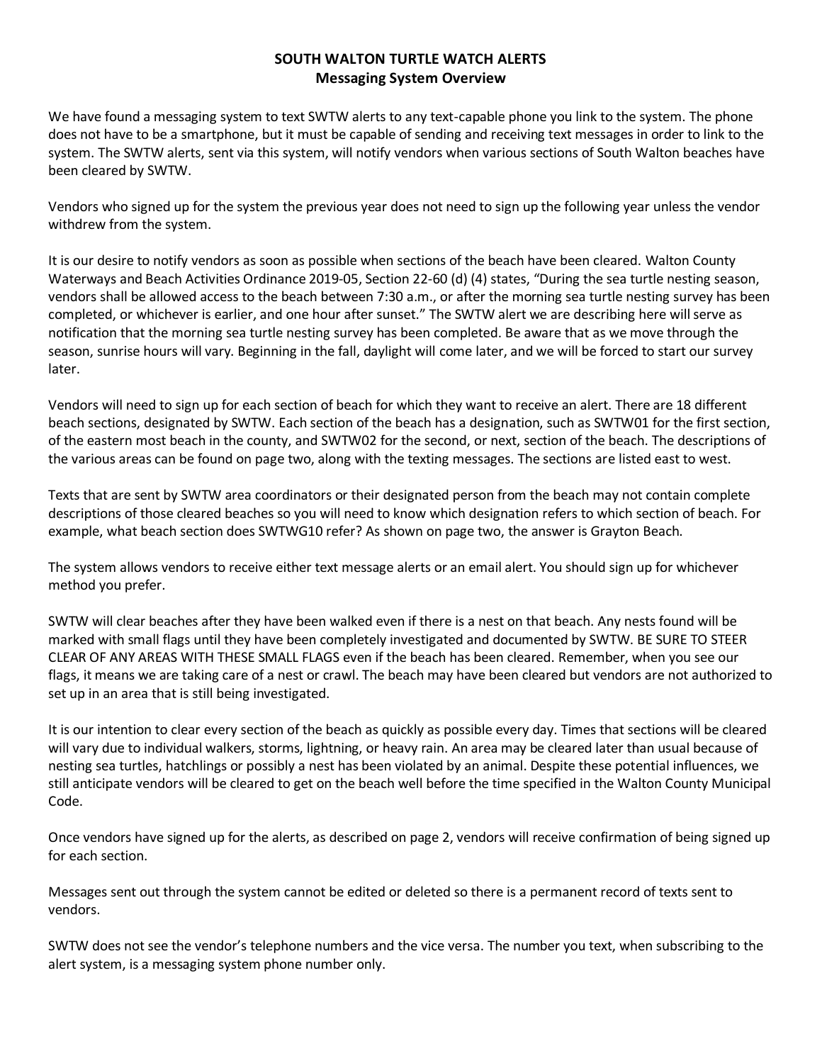# SOUTH WALTON TURTLE WATCH ALERTS
## Messaging System Overview

We have found a messaging system to text SWTW alerts to any text-capable phone you link to the system. The phone does not have to be a smartphone, but it must be capable of sending and receiving text messages in order to link to the system. The SWTW alerts, sent via this system, will notify vendors when various sections of South Walton beaches have been cleared by SWTW.

Vendors who signed up for the system the previous year does not need to sign up the following year unless the vendor withdrew from the system.

It is our desire to notify vendors as soon as possible when sections of the beach have been cleared. Walton County Waterways and Beach Activities Ordinance 2019-05, Section 22-60 (d) (4) states, "During the sea turtle nesting season, vendors shall be allowed access to the beach between 7:30 a.m., or after the morning sea turtle nesting survey has been completed, or whichever is earlier, and one hour after sunset." The SWTW alert we are describing here will serve as notification that the morning sea turtle nesting survey has been completed. Be aware that as we move through the season, sunrise hours will vary. Beginning in the fall, daylight will come later, and we will be forced to start our survey later.

Vendors will need to sign up for each section of beach for which they want to receive an alert. There are 18 different beach sections, designated by SWTW. Each section of the beach has a designation, such as SWTW01 for the first section, of the eastern most beach in the county, and SWTW02 for the second, or next, section of the beach. The descriptions of the various areas can be found on page two, along with the texting messages. The sections are listed east to west.

Texts that are sent by SWTW area coordinators or their designated person from the beach may not contain complete descriptions of those cleared beaches so you will need to know which designation refers to which section of beach. For example, what beach section does SWTWG10 refer? As shown on page two, the answer is Grayton Beach.

The system allows vendors to receive either text message alerts or an email alert. You should sign up for whichever method you prefer.

SWTW will clear beaches after they have been walked even if there is a nest on that beach. Any nests found will be marked with small flags until they have been completely investigated and documented by SWTW. BE SURE TO STEER CLEAR OF ANY AREAS WITH THESE SMALL FLAGS even if the beach has been cleared. Remember, when you see our flags, it means we are taking care of a nest or crawl. The beach may have been cleared but vendors are not authorized to set up in an area that is still being investigated.

It is our intention to clear every section of the beach as quickly as possible every day. Times that sections will be cleared will vary due to individual walkers, storms, lightning, or heavy rain. An area may be cleared later than usual because of nesting sea turtles, hatchlings or possibly a nest has been violated by an animal. Despite these potential influences, we still anticipate vendors will be cleared to get on the beach well before the time specified in the Walton County Municipal Code.

Once vendors have signed up for the alerts, as described on page 2, vendors will receive confirmation of being signed up for each section.

Messages sent out through the system cannot be edited or deleted so there is a permanent record of texts sent to vendors.

SWTW does not see the vendor's telephone numbers and the vice versa. The number you text, when subscribing to the alert system, is a messaging system phone number only.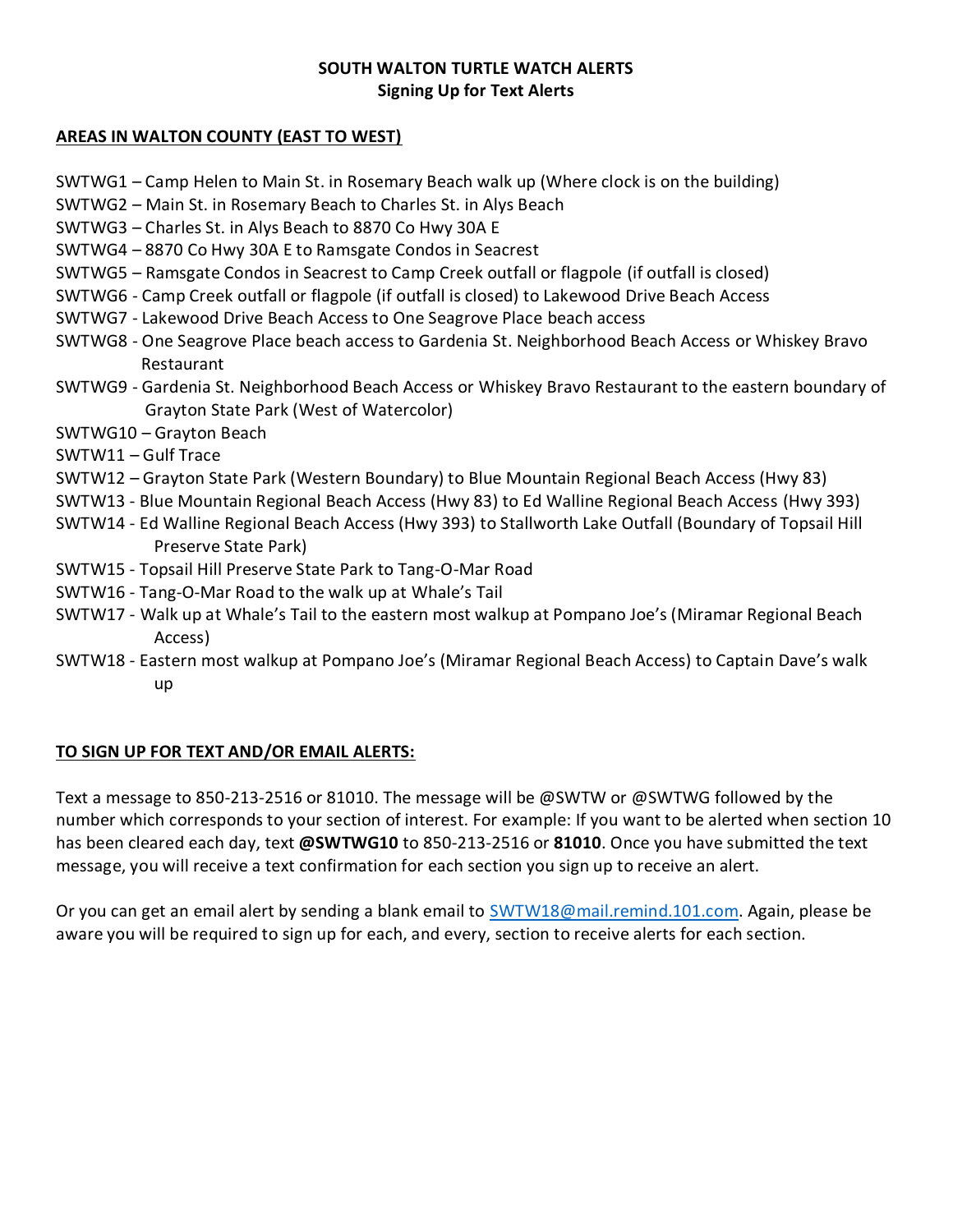**SOUTH WALTON TURTLE WATCH ALERTS**
**Signing Up for Text Alerts**

**AREAS IN WALTON COUNTY (EAST TO WEST)**

SWTWG1 – Camp Helen to Main St. in Rosemary Beach walk up (Where clock is on the building)
SWTWG2 – Main St. in Rosemary Beach to Charles St. in Alys Beach
SWTWG3 – Charles St. in Alys Beach to 8870 Co Hwy 30A E
SWTWG4 – 8870 Co Hwy 30A E to Ramsgate Condos in Seacrest
SWTWG5 – Ramsgate Condos in Seacrest to Camp Creek outfall or flagpole (if outfall is closed)
SWTWG6 - Camp Creek outfall or flagpole (if outfall is closed) to Lakewood Drive Beach Access
SWTWG7 - Lakewood Drive Beach Access to One Seagrove Place beach access
SWTWG8 - One Seagrove Place beach access to Gardenia St. Neighborhood Beach Access or Whiskey Bravo Restaurant
SWTWG9 - Gardenia St. Neighborhood Beach Access or Whiskey Bravo Restaurant to the eastern boundary of Grayton State Park (West of Watercolor)
SWTWG10 – Grayton Beach
SWTW11 – Gulf Trace
SWTW12 – Grayton State Park (Western Boundary) to Blue Mountain Regional Beach Access (Hwy 83)
SWTW13 - Blue Mountain Regional Beach Access (Hwy 83) to Ed Walline Regional Beach Access (Hwy 393)
SWTW14 - Ed Walline Regional Beach Access (Hwy 393) to Stallworth Lake Outfall (Boundary of Topsail Hill Preserve State Park)
SWTW15 - Topsail Hill Preserve State Park to Tang-O-Mar Road
SWTW16 - Tang-O-Mar Road to the walk up at Whale's Tail
SWTW17 - Walk up at Whale's Tail to the eastern most walkup at Pompano Joe's (Miramar Regional Beach Access)
SWTW18 - Eastern most walkup at Pompano Joe's (Miramar Regional Beach Access) to Captain Dave's walk up

**TO SIGN UP FOR TEXT AND/OR EMAIL ALERTS:**

Text a message to 850-213-2516 or 81010. The message will be @SWTW or @SWTWG followed by the number which corresponds to your section of interest. For example: If you want to be alerted when section 10 has been cleared each day, text **@SWTWG10** to 850-213-2516 or **81010**. Once you have submitted the text message, you will receive a text confirmation for each section you sign up to receive an alert.

Or you can get an email alert by sending a blank email to SWTW18@mail.remind.101.com. Again, please be aware you will be required to sign up for each, and every, section to receive alerts for each section.